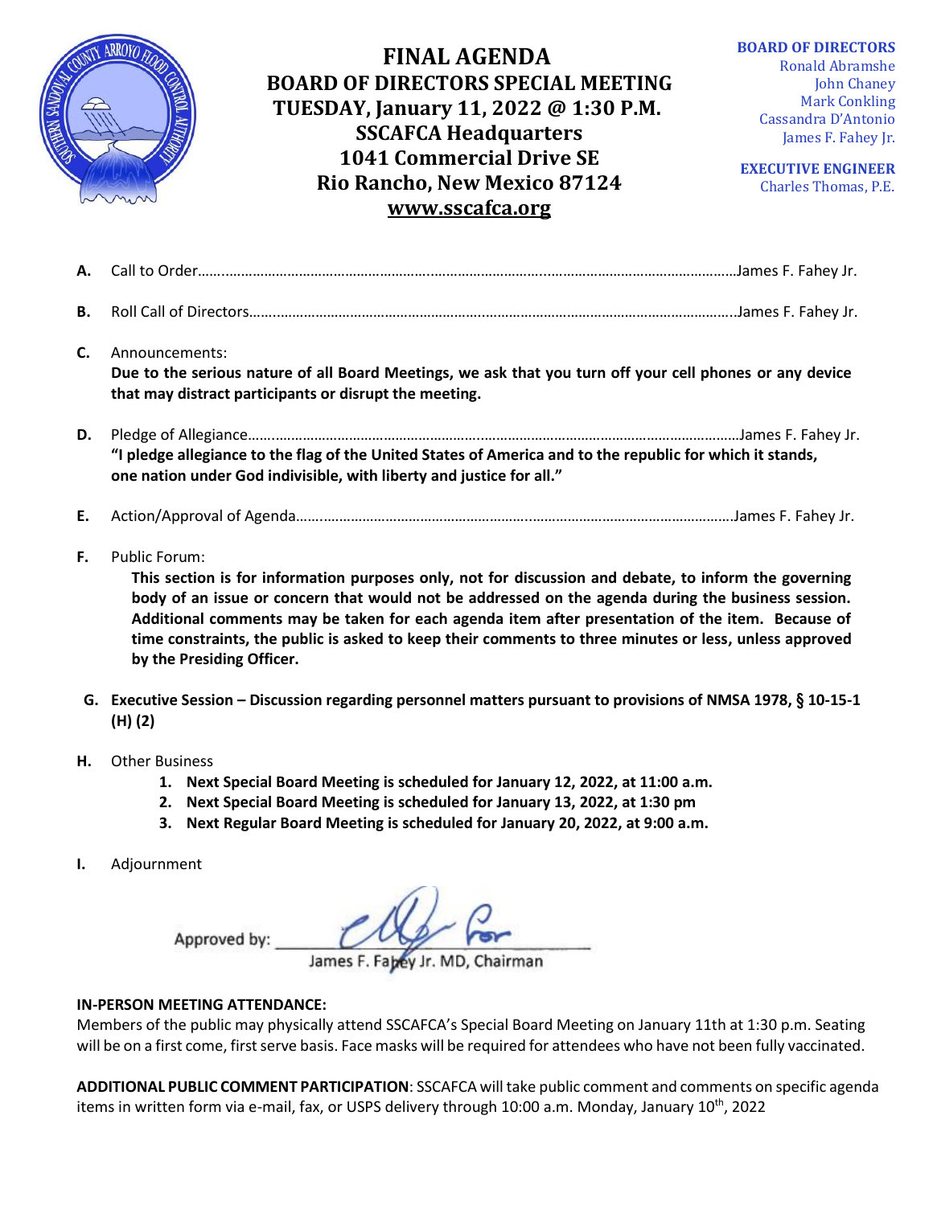# FINAL AGENDA
## BOARD OF DIRECTORS SPECIAL MEETING
## TUESDAY, January 11, 2022 @ 1:30 P.M.
## SSCAFCA Headquarters
## 1041 Commercial Drive SE
## Rio Rancho, New Mexico 87124
## www.sscafca.org

**BOARD OF DIRECTORS**
Ronald Abramshe
John Chaney
Mark Conkling
Cassandra D'Antonio
James F. Fahey Jr.

**EXECUTIVE ENGINEER**
Charles Thomas, P.E.

**A.** Call to Order……………………………………………………………………………………………………James F. Fahey Jr.

**B.** Roll Call of Directors………………………………………………………………………………………James F. Fahey Jr.

**C.** Announcements:
**Due to the serious nature of all Board Meetings, we ask that you turn off your cell phones or any device that may distract participants or disrupt the meeting.**

**D.** Pledge of Allegiance…………………………………………………………………………………………James F. Fahey Jr.
**"I pledge allegiance to the flag of the United States of America and to the republic for which it stands, one nation under God indivisible, with liberty and justice for all."**

**E.** Action/Approval of Agenda………………………………………………………………………………James F. Fahey Jr.

**F.** Public Forum:
**This section is for information purposes only, not for discussion and debate, to inform the governing body of an issue or concern that would not be addressed on the agenda during the business session. Additional comments may be taken for each agenda item after presentation of the item. Because of time constraints, the public is asked to keep their comments to three minutes or less, unless approved by the Presiding Officer.**

**G. Executive Session – Discussion regarding personnel matters pursuant to provisions of NMSA 1978, § 10-15-1 (H) (2)**

**H.** Other Business
1. **Next Special Board Meeting is scheduled for January 12, 2022, at 11:00 a.m.**
2. **Next Special Board Meeting is scheduled for January 13, 2022, at 1:30 pm**
3. **Next Regular Board Meeting is scheduled for January 20, 2022, at 9:00 a.m.**

**I.** Adjournment

Approved by: ______________________
James F. Fahey Jr. MD, Chairman

**IN-PERSON MEETING ATTENDANCE:**
Members of the public may physically attend SSCAFCA's Special Board Meeting on January 11th at 1:30 p.m. Seating will be on a first come, first serve basis. Face masks will be required for attendees who have not been fully vaccinated.

**ADDITIONAL PUBLIC COMMENT PARTICIPATION**: SSCAFCA will take public comment and comments on specific agenda items in written form via e-mail, fax, or USPS delivery through 10:00 a.m. Monday, January 10th, 2022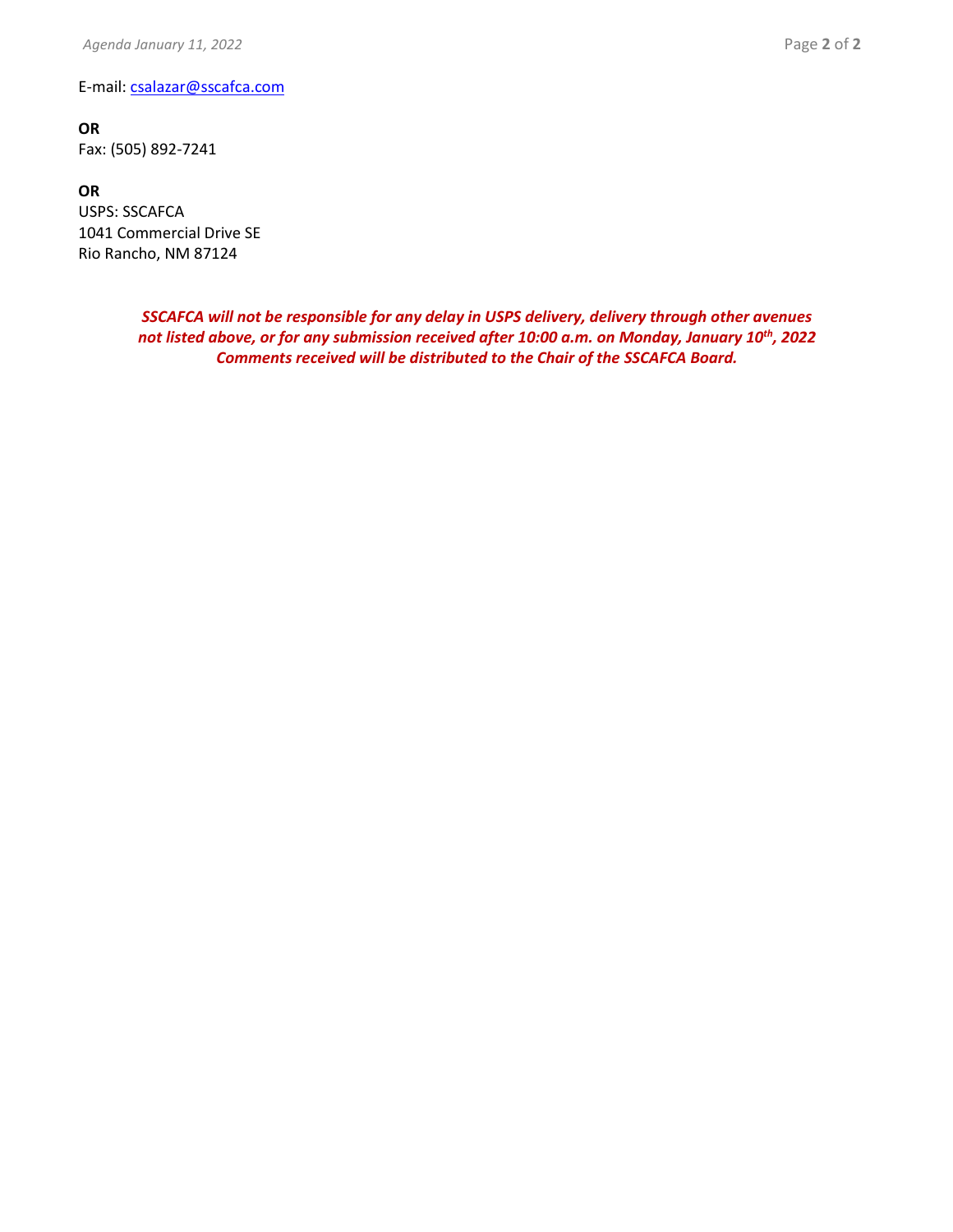E-mail: csalazar@sscafca.com

**OR**
Fax: (505) 892-7241

**OR**
USPS: SSCAFCA
1041 Commercial Drive SE
Rio Rancho, NM 87124

***SSCAFCA will not be responsible for any delay in USPS delivery, delivery through other avenues not listed above, or for any submission received after 10:00 a.m. on Monday, January 10th, 2022 Comments received will be distributed to the Chair of the SSCAFCA Board.***